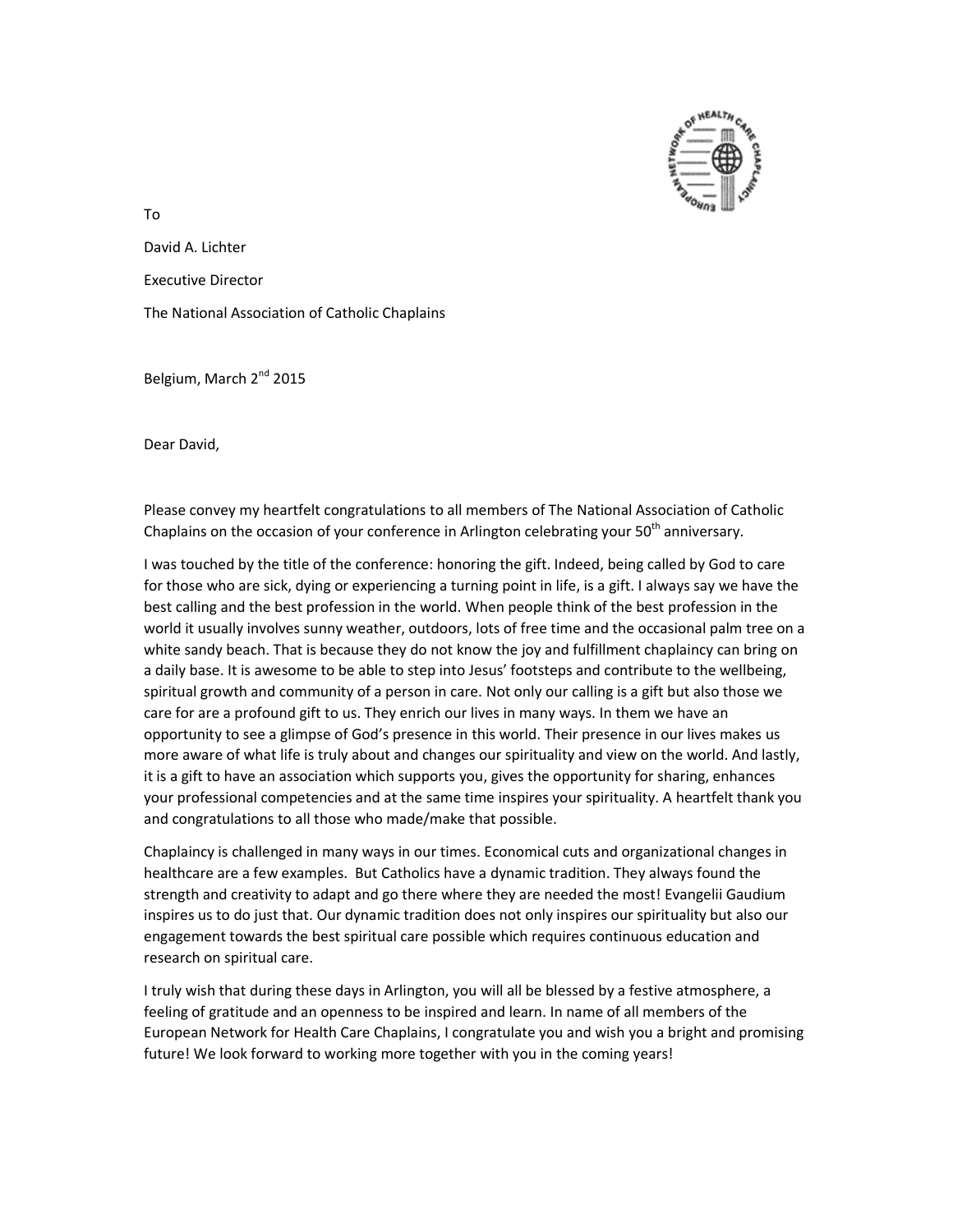To

David A. Lichter

Executive Director

The National Association of Catholic Chaplains

Belgium, March 2nd 2015

Dear David,

Please convey my heartfelt congratulations to all members of The National Association of Catholic Chaplains on the occasion of your conference in Arlington celebrating your 50th anniversary.

I was touched by the title of the conference: honoring the gift. Indeed, being called by God to care for those who are sick, dying or experiencing a turning point in life, is a gift. I always say we have the best calling and the best profession in the world. When people think of the best profession in the world it usually involves sunny weather, outdoors, lots of free time and the occasional palm tree on a white sandy beach. That is because they do not know the joy and fulfillment chaplaincy can bring on a daily base. It is awesome to be able to step into Jesus' footsteps and contribute to the wellbeing, spiritual growth and community of a person in care. Not only our calling is a gift but also those we care for are a profound gift to us. They enrich our lives in many ways. In them we have an opportunity to see a glimpse of God's presence in this world. Their presence in our lives makes us more aware of what life is truly about and changes our spirituality and view on the world. And lastly, it is a gift to have an association which supports you, gives the opportunity for sharing, enhances your professional competencies and at the same time inspires your spirituality. A heartfelt thank you and congratulations to all those who made/make that possible.

Chaplaincy is challenged in many ways in our times. Economical cuts and organizational changes in healthcare are a few examples. But Catholics have a dynamic tradition. They always found the strength and creativity to adapt and go there where they are needed the most! Evangelii Gaudium inspires us to do just that. Our dynamic tradition does not only inspires our spirituality but also our engagement towards the best spiritual care possible which requires continuous education and research on spiritual care.

I truly wish that during these days in Arlington, you will all be blessed by a festive atmosphere, a feeling of gratitude and an openness to be inspired and learn. In name of all members of the European Network for Health Care Chaplains, I congratulate you and wish you a bright and promising future! We look forward to working more together with you in the coming years!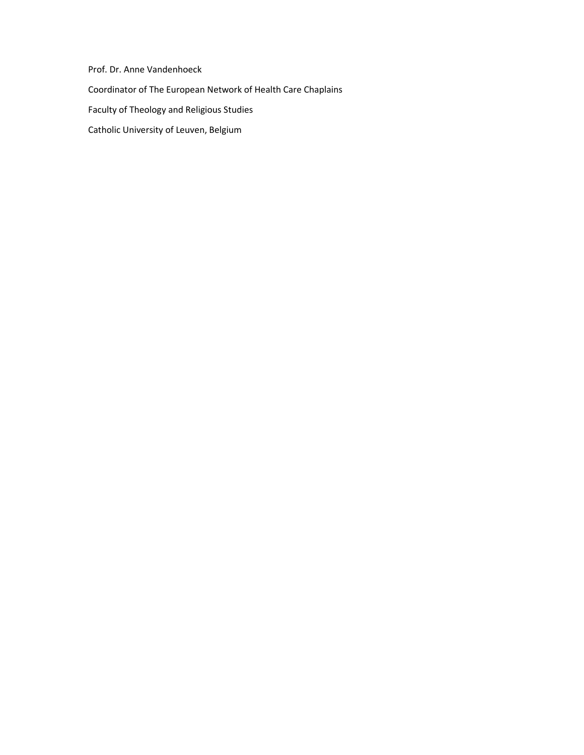Prof. Dr. Anne Vandenhoeck

Coordinator of The European Network of Health Care Chaplains

Faculty of Theology and Religious Studies

Catholic University of Leuven, Belgium